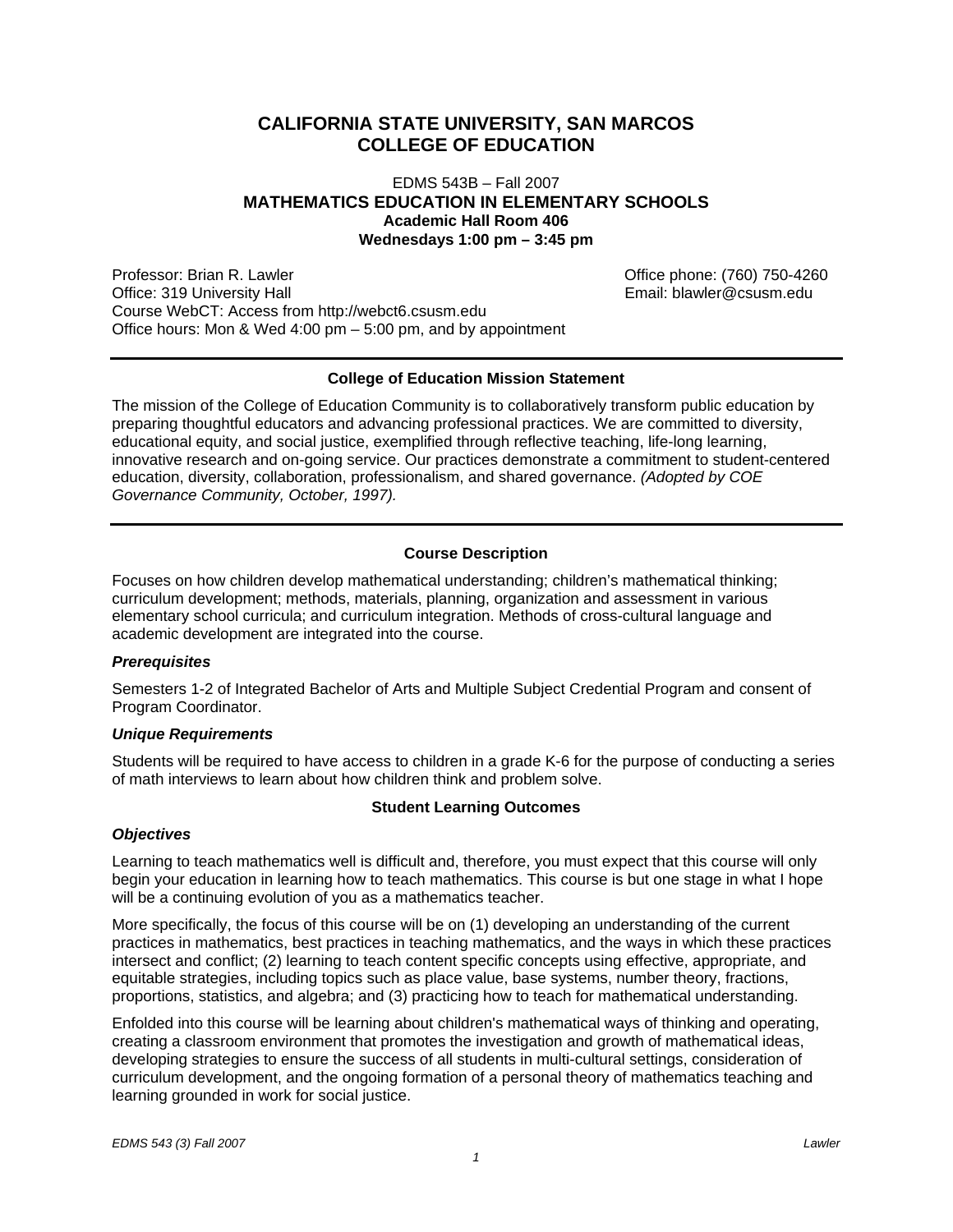# CALIFORNIA STATE UNIVERSITY, SAN MARCOS
# COLLEGE OF EDUCATION

EDMS 543B – Fall 2007

**MATHEMATICS EDUCATION IN ELEMENTARY SCHOOLS**

**Academic Hall Room 406**

**Wednesdays 1:00 pm – 3:45 pm**

Professor: Brian R. Lawler
Office: 319 University Hall
Course WebCT: Access from http://webct6.csusm.edu
Office hours: Mon & Wed 4:00 pm – 5:00 pm, and by appointment

Office phone: (760) 750-4260
Email: blawler@csusm.edu

---

### College of Education Mission Statement

The mission of the College of Education Community is to collaboratively transform public education by preparing thoughtful educators and advancing professional practices. We are committed to diversity, educational equity, and social justice, exemplified through reflective teaching, life-long learning, innovative research and on-going service. Our practices demonstrate a commitment to student-centered education, diversity, collaboration, professionalism, and shared governance. *(Adopted by COE Governance Community, October, 1997).*

---

### Course Description

Focuses on how children develop mathematical understanding; children's mathematical thinking; curriculum development; methods, materials, planning, organization and assessment in various elementary school curricula; and curriculum integration. Methods of cross-cultural language and academic development are integrated into the course.

#### *Prerequisites*

Semesters 1-2 of Integrated Bachelor of Arts and Multiple Subject Credential Program and consent of Program Coordinator.

#### *Unique Requirements*

Students will be required to have access to children in a grade K-6 for the purpose of conducting a series of math interviews to learn about how children think and problem solve.

### Student Learning Outcomes

#### *Objectives*

Learning to teach mathematics well is difficult and, therefore, you must expect that this course will only begin your education in learning how to teach mathematics. This course is but one stage in what I hope will be a continuing evolution of you as a mathematics teacher.

More specifically, the focus of this course will be on (1) developing an understanding of the current practices in mathematics, best practices in teaching mathematics, and the ways in which these practices intersect and conflict; (2) learning to teach content specific concepts using effective, appropriate, and equitable strategies, including topics such as place value, base systems, number theory, fractions, proportions, statistics, and algebra; and (3) practicing how to teach for mathematical understanding.

Enfolded into this course will be learning about children's mathematical ways of thinking and operating, creating a classroom environment that promotes the investigation and growth of mathematical ideas, developing strategies to ensure the success of all students in multi-cultural settings, consideration of curriculum development, and the ongoing formation of a personal theory of mathematics teaching and learning grounded in work for social justice.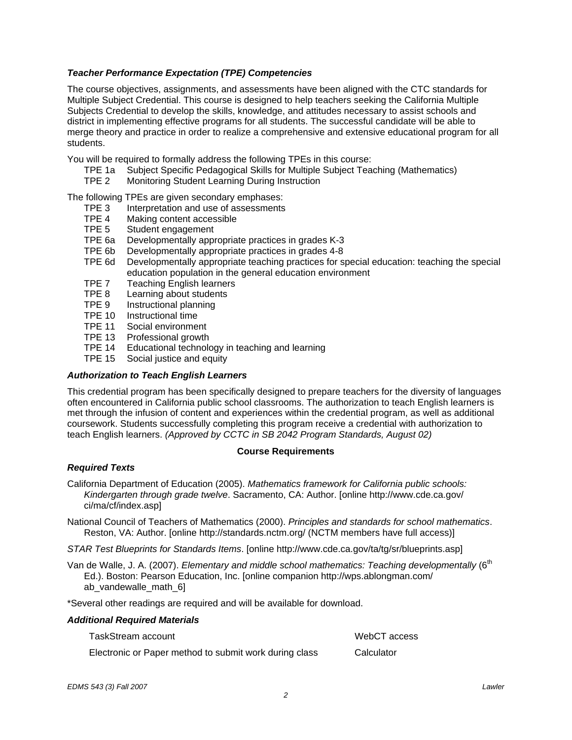### *Teacher Performance Expectation (TPE) Competencies*

The course objectives, assignments, and assessments have been aligned with the CTC standards for Multiple Subject Credential. This course is designed to help teachers seeking the California Multiple Subjects Credential to develop the skills, knowledge, and attitudes necessary to assist schools and district in implementing effective programs for all students. The successful candidate will be able to merge theory and practice in order to realize a comprehensive and extensive educational program for all students.

You will be required to formally address the following TPEs in this course:

- TPE 1a Subject Specific Pedagogical Skills for Multiple Subject Teaching (Mathematics)
- TPE 2 Monitoring Student Learning During Instruction

The following TPEs are given secondary emphases:

- TPE 3 Interpretation and use of assessments
- TPE 4 Making content accessible
- TPE 5 Student engagement
- TPE 6a Developmentally appropriate practices in grades K-3
- TPE 6b Developmentally appropriate practices in grades 4-8
- TPE 6d Developmentally appropriate teaching practices for special education: teaching the special education population in the general education environment
- TPE 7 Teaching English learners
- TPE 8 Learning about students
- TPE 9 Instructional planning
- TPE 10 Instructional time
- TPE 11 Social environment
- TPE 13 Professional growth
- TPE 14 Educational technology in teaching and learning
- TPE 15 Social justice and equity

### *Authorization to Teach English Learners*

This credential program has been specifically designed to prepare teachers for the diversity of languages often encountered in California public school classrooms. The authorization to teach English learners is met through the infusion of content and experiences within the credential program, as well as additional coursework. Students successfully completing this program receive a credential with authorization to teach English learners. *(Approved by CCTC in SB 2042 Program Standards, August 02)*

## Course Requirements

### *Required Texts*

California Department of Education (2005). *Mathematics framework for California public schools: Kindergarten through grade twelve*. Sacramento, CA: Author. [online http://www.cde.ca.gov/ci/ma/cf/index.asp]

National Council of Teachers of Mathematics (2000). *Principles and standards for school mathematics*. Reston, VA: Author. [online http://standards.nctm.org/ (NCTM members have full access)]

*STAR Test Blueprints for Standards Items*. [online http://www.cde.ca.gov/ta/tg/sr/blueprints.asp]

Van de Walle, J. A. (2007). *Elementary and middle school mathematics: Teaching developmentally* (6th Ed.). Boston: Pearson Education, Inc. [online companion http://wps.ablongman.com/ab_vandewalle_math_6]

*Several other readings are required and will be available for download.

### *Additional Required Materials*

| | |
|---|---|
| TaskStream account | WebCT access |
| Electronic or Paper method to submit work during class | Calculator |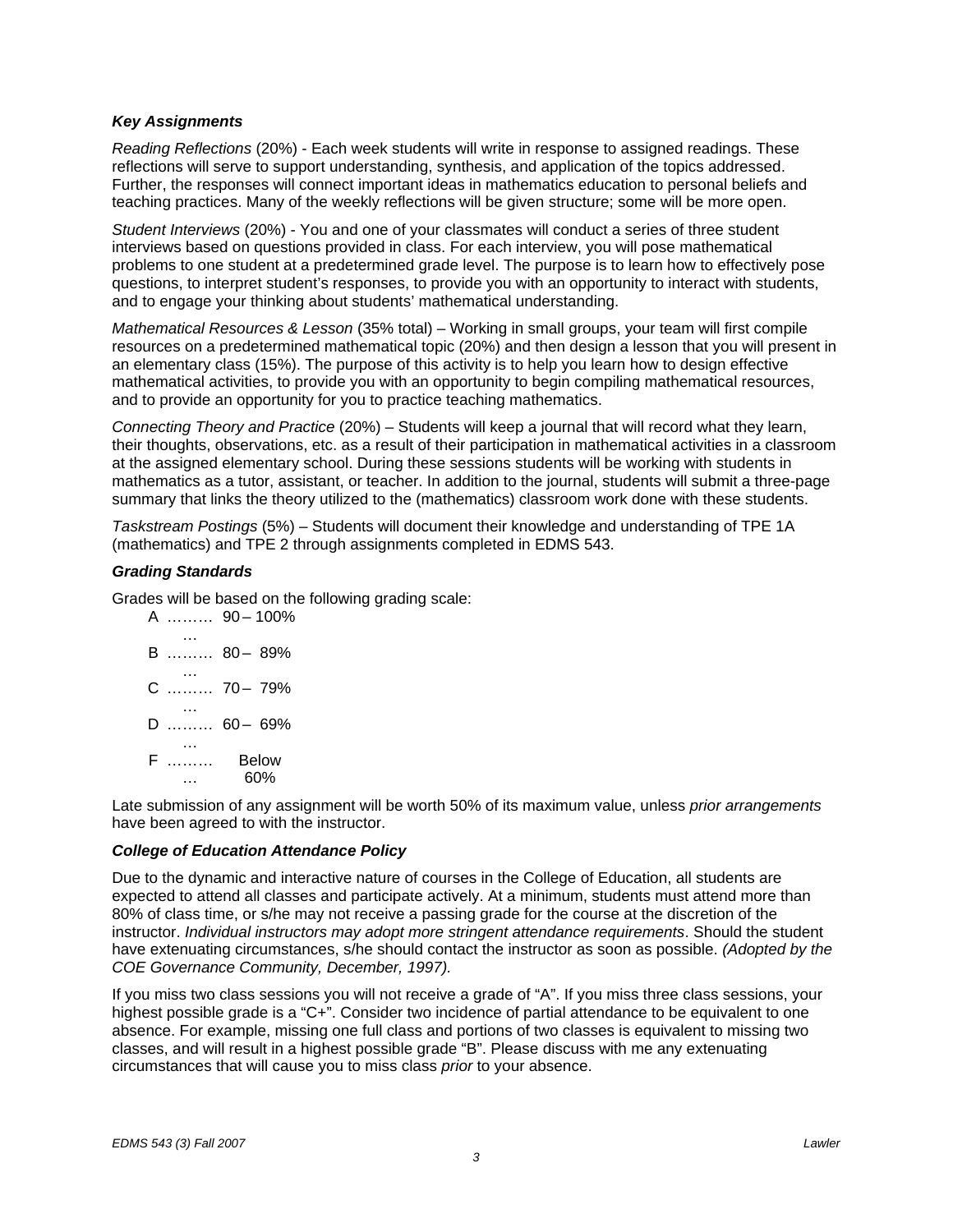### *Key Assignments*

*Reading Reflections* (20%) - Each week students will write in response to assigned readings. These reflections will serve to support understanding, synthesis, and application of the topics addressed. Further, the responses will connect important ideas in mathematics education to personal beliefs and teaching practices. Many of the weekly reflections will be given structure; some will be more open.

*Student Interviews* (20%) - You and one of your classmates will conduct a series of three student interviews based on questions provided in class. For each interview, you will pose mathematical problems to one student at a predetermined grade level. The purpose is to learn how to effectively pose questions, to interpret student's responses, to provide you with an opportunity to interact with students, and to engage your thinking about students' mathematical understanding.

*Mathematical Resources & Lesson* (35% total) – Working in small groups, your team will first compile resources on a predetermined mathematical topic (20%) and then design a lesson that you will present in an elementary class (15%). The purpose of this activity is to help you learn how to design effective mathematical activities, to provide you with an opportunity to begin compiling mathematical resources, and to provide an opportunity for you to practice teaching mathematics.

*Connecting Theory and Practice* (20%) – Students will keep a journal that will record what they learn, their thoughts, observations, etc. as a result of their participation in mathematical activities in a classroom at the assigned elementary school. During these sessions students will be working with students in mathematics as a tutor, assistant, or teacher. In addition to the journal, students will submit a three-page summary that links the theory utilized to the (mathematics) classroom work done with these students.

*Taskstream Postings* (5%) – Students will document their knowledge and understanding of TPE 1A (mathematics) and TPE 2 through assignments completed in EDMS 543.

### *Grading Standards*

Grades will be based on the following grading scale:

A ………… 90 – 100%
B ………… 80 – 89%
C ………… 70 – 79%
D ………… 60 – 69%
F ………… Below 60%

Late submission of any assignment will be worth 50% of its maximum value, unless *prior arrangements* have been agreed to with the instructor.

### *College of Education Attendance Policy*

Due to the dynamic and interactive nature of courses in the College of Education, all students are expected to attend all classes and participate actively. At a minimum, students must attend more than 80% of class time, or s/he may not receive a passing grade for the course at the discretion of the instructor. *Individual instructors may adopt more stringent attendance requirements*. Should the student have extenuating circumstances, s/he should contact the instructor as soon as possible. *(Adopted by the COE Governance Community, December, 1997).*

If you miss two class sessions you will not receive a grade of "A". If you miss three class sessions, your highest possible grade is a "C+". Consider two incidence of partial attendance to be equivalent to one absence. For example, missing one full class and portions of two classes is equivalent to missing two classes, and will result in a highest possible grade "B". Please discuss with me any extenuating circumstances that will cause you to miss class *prior* to your absence.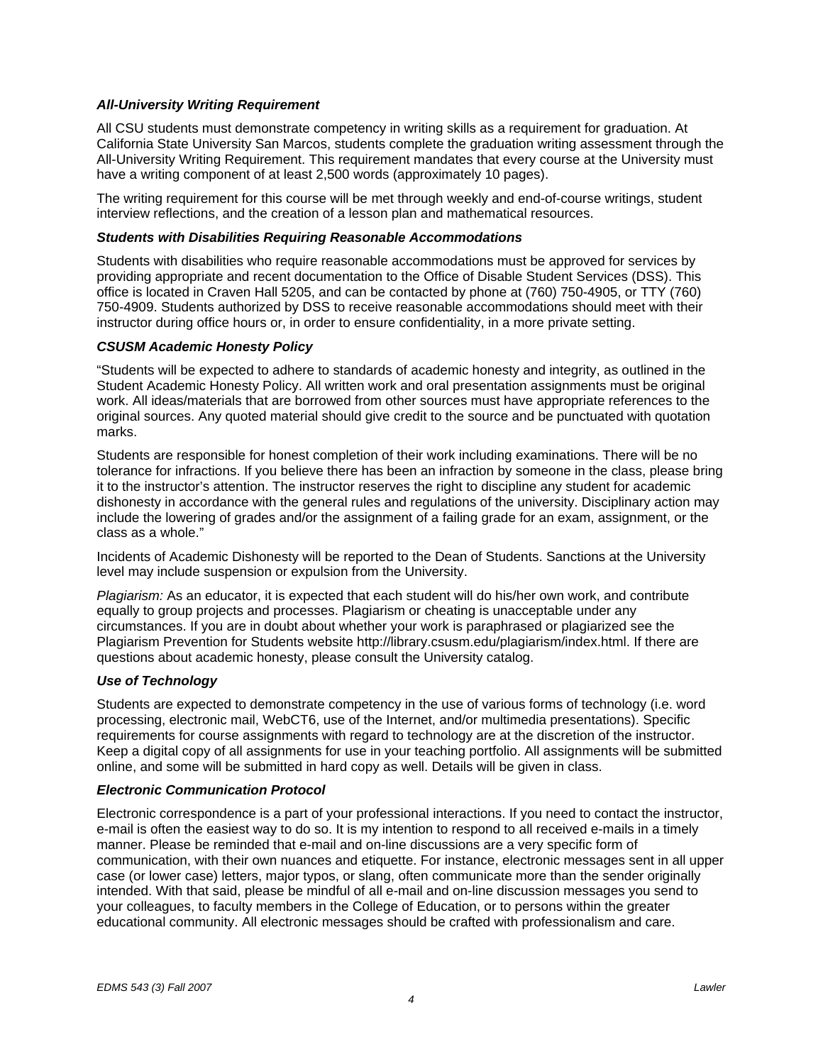### *All-University Writing Requirement*

All CSU students must demonstrate competency in writing skills as a requirement for graduation. At California State University San Marcos, students complete the graduation writing assessment through the All-University Writing Requirement. This requirement mandates that every course at the University must have a writing component of at least 2,500 words (approximately 10 pages).

The writing requirement for this course will be met through weekly and end-of-course writings, student interview reflections, and the creation of a lesson plan and mathematical resources.

### *Students with Disabilities Requiring Reasonable Accommodations*

Students with disabilities who require reasonable accommodations must be approved for services by providing appropriate and recent documentation to the Office of Disable Student Services (DSS). This office is located in Craven Hall 5205, and can be contacted by phone at (760) 750-4905, or TTY (760) 750-4909. Students authorized by DSS to receive reasonable accommodations should meet with their instructor during office hours or, in order to ensure confidentiality, in a more private setting.

### *CSUSM Academic Honesty Policy*

"Students will be expected to adhere to standards of academic honesty and integrity, as outlined in the Student Academic Honesty Policy. All written work and oral presentation assignments must be original work. All ideas/materials that are borrowed from other sources must have appropriate references to the original sources. Any quoted material should give credit to the source and be punctuated with quotation marks.

Students are responsible for honest completion of their work including examinations. There will be no tolerance for infractions. If you believe there has been an infraction by someone in the class, please bring it to the instructor's attention. The instructor reserves the right to discipline any student for academic dishonesty in accordance with the general rules and regulations of the university. Disciplinary action may include the lowering of grades and/or the assignment of a failing grade for an exam, assignment, or the class as a whole."

Incidents of Academic Dishonesty will be reported to the Dean of Students. Sanctions at the University level may include suspension or expulsion from the University.

*Plagiarism:* As an educator, it is expected that each student will do his/her own work, and contribute equally to group projects and processes. Plagiarism or cheating is unacceptable under any circumstances. If you are in doubt about whether your work is paraphrased or plagiarized see the Plagiarism Prevention for Students website http://library.csusm.edu/plagiarism/index.html. If there are questions about academic honesty, please consult the University catalog.

### *Use of Technology*

Students are expected to demonstrate competency in the use of various forms of technology (i.e. word processing, electronic mail, WebCT6, use of the Internet, and/or multimedia presentations). Specific requirements for course assignments with regard to technology are at the discretion of the instructor. Keep a digital copy of all assignments for use in your teaching portfolio. All assignments will be submitted online, and some will be submitted in hard copy as well. Details will be given in class.

### *Electronic Communication Protocol*

Electronic correspondence is a part of your professional interactions. If you need to contact the instructor, e-mail is often the easiest way to do so. It is my intention to respond to all received e-mails in a timely manner. Please be reminded that e-mail and on-line discussions are a very specific form of communication, with their own nuances and etiquette. For instance, electronic messages sent in all upper case (or lower case) letters, major typos, or slang, often communicate more than the sender originally intended. With that said, please be mindful of all e-mail and on-line discussion messages you send to your colleagues, to faculty members in the College of Education, or to persons within the greater educational community. All electronic messages should be crafted with professionalism and care.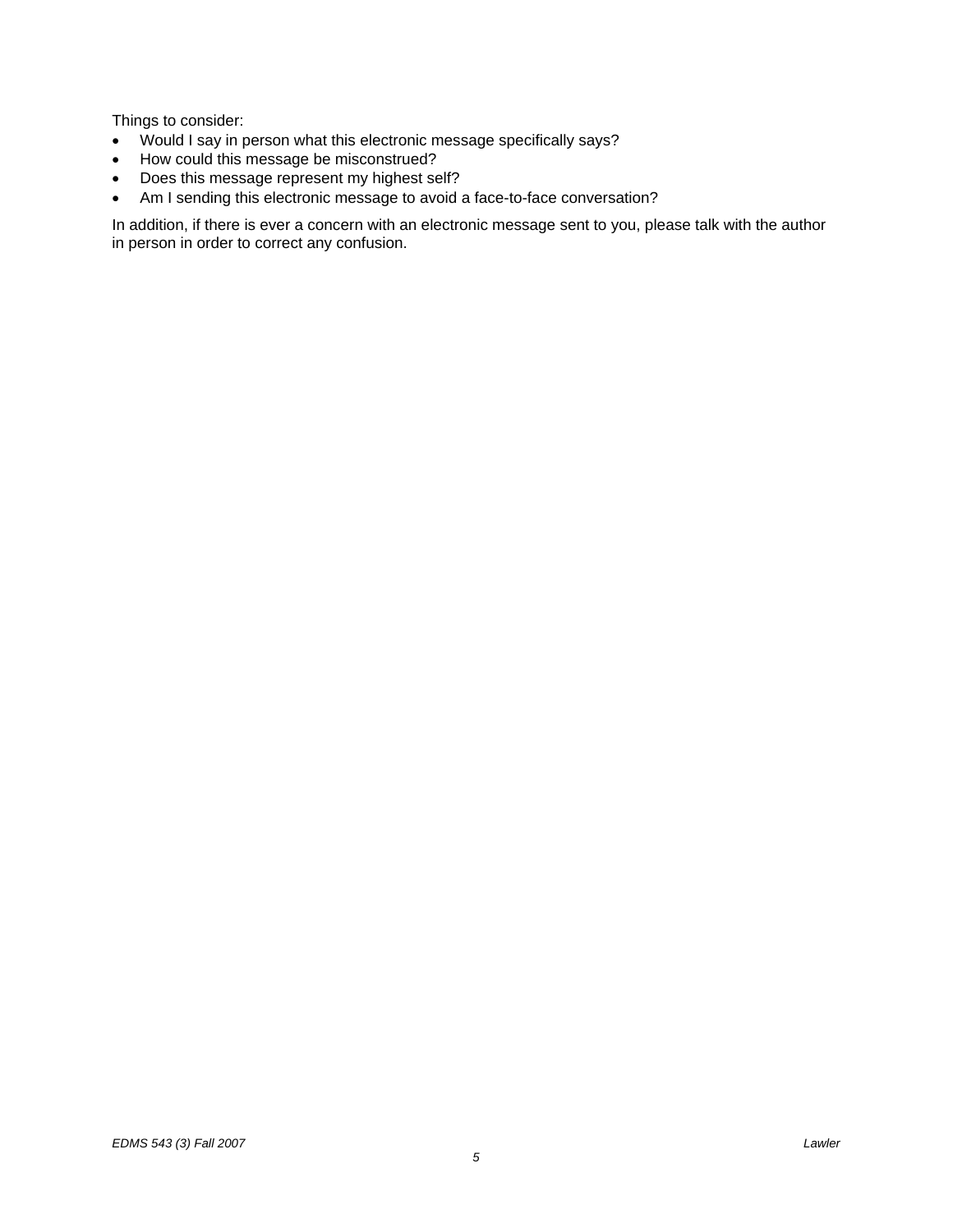Things to consider:

- Would I say in person what this electronic message specifically says?
- How could this message be misconstrued?
- Does this message represent my highest self?
- Am I sending this electronic message to avoid a face-to-face conversation?

In addition, if there is ever a concern with an electronic message sent to you, please talk with the author in person in order to correct any confusion.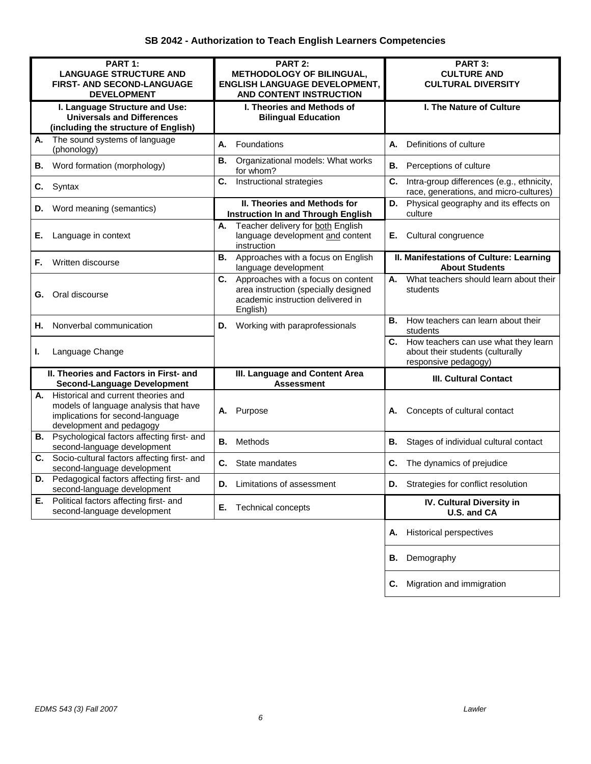# SB 2042 - Authorization to Teach English Learners Competencies

| PART 1: LANGUAGE STRUCTURE AND FIRST- AND SECOND-LANGUAGE DEVELOPMENT | PART 2: METHODOLOGY OF BILINGUAL, ENGLISH LANGUAGE DEVELOPMENT, AND CONTENT INSTRUCTION | PART 3: CULTURE AND CULTURAL DIVERSITY |
|---|---|---|
| **I. Language Structure and Use: Universals and Differences (including the structure of English)** | **I. Theories and Methods of Bilingual Education** | **I. The Nature of Culture** |
| **A.** The sound systems of language (phonology) | **A.** Foundations | **A.** Definitions of culture |
| **B.** Word formation (morphology) | **B.** Organizational models: What works for whom? | **B.** Perceptions of culture |
| **C.** Syntax | **C.** Instructional strategies | **C.** Intra-group differences (e.g., ethnicity, race, generations, and micro-cultures) |
| **D.** Word meaning (semantics) | **II. Theories and Methods for Instruction In and Through English** | **D.** Physical geography and its effects on culture |
| **E.** Language in context | **A.** Teacher delivery for both English language development and content instruction | **E.** Cultural congruence |
| **F.** Written discourse | **B.** Approaches with a focus on English language development | **II. Manifestations of Culture: Learning About Students** |
| **G.** Oral discourse | **C.** Approaches with a focus on content area instruction (specially designed academic instruction delivered in English) | **A.** What teachers should learn about their students |
| **H.** Nonverbal communication | **D.** Working with paraprofessionals | **B.** How teachers can learn about their students |
| **I.** Language Change | | **C.** How teachers can use what they learn about their students (culturally responsive pedagogy) |
| **II. Theories and Factors in First- and Second-Language Development** | **III. Language and Content Area Assessment** | **III. Cultural Contact** |
| **A.** Historical and current theories and models of language analysis that have implications for second-language development and pedagogy | **A.** Purpose | **A.** Concepts of cultural contact |
| **B.** Psychological factors affecting first- and second-language development | **B.** Methods | **B.** Stages of individual cultural contact |
| **C.** Socio-cultural factors affecting first- and second-language development | **C.** State mandates | **C.** The dynamics of prejudice |
| **D.** Pedagogical factors affecting first- and second-language development | **D.** Limitations of assessment | **D.** Strategies for conflict resolution |
| **E.** Political factors affecting first- and second-language development | **E.** Technical concepts | **IV. Cultural Diversity in U.S. and CA** |
| | | **A.** Historical perspectives |
| | | **B.** Demography |
| | | **C.** Migration and immigration |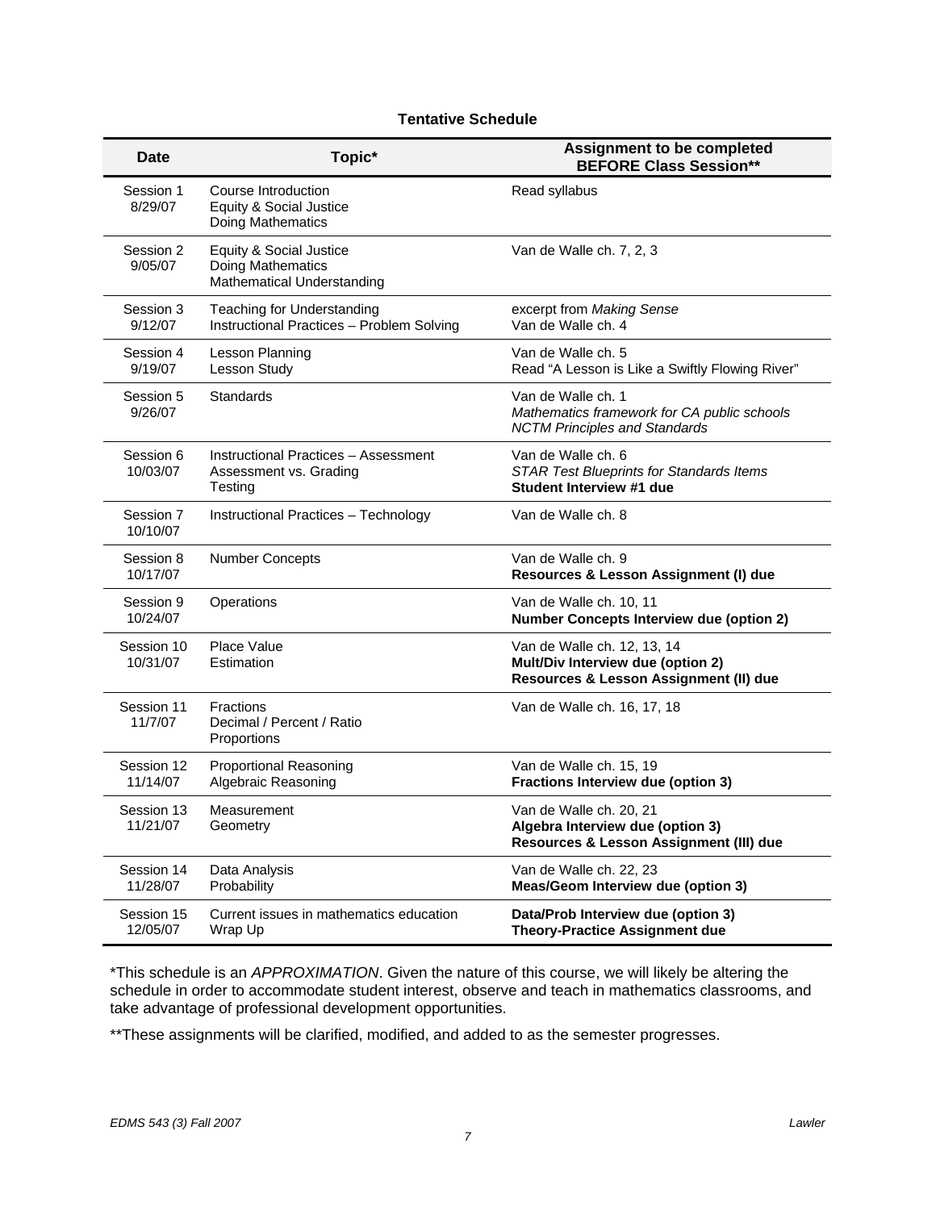## Tentative Schedule

| Date | Topic* | Assignment to be completed BEFORE Class Session** |
|---|---|---|
| Session 1 8/29/07 | Course Introduction<br>Equity & Social Justice<br>Doing Mathematics | Read syllabus |
| Session 2 9/05/07 | Equity & Social Justice<br>Doing Mathematics<br>Mathematical Understanding | Van de Walle ch. 7, 2, 3 |
| Session 3 9/12/07 | Teaching for Understanding<br>Instructional Practices – Problem Solving | excerpt from *Making Sense*<br>Van de Walle ch. 4 |
| Session 4 9/19/07 | Lesson Planning<br>Lesson Study | Van de Walle ch. 5<br>Read "A Lesson is Like a Swiftly Flowing River" |
| Session 5 9/26/07 | Standards | Van de Walle ch. 1<br>*Mathematics framework for CA public schools*<br>*NCTM Principles and Standards* |
| Session 6 10/03/07 | Instructional Practices – Assessment<br>Assessment vs. Grading<br>Testing | Van de Walle ch. 6<br>*STAR Test Blueprints for Standards Items*<br>**Student Interview #1 due** |
| Session 7 10/10/07 | Instructional Practices – Technology | Van de Walle ch. 8 |
| Session 8 10/17/07 | Number Concepts | Van de Walle ch. 9<br>**Resources & Lesson Assignment (I) due** |
| Session 9 10/24/07 | Operations | Van de Walle ch. 10, 11<br>**Number Concepts Interview due (option 2)** |
| Session 10 10/31/07 | Place Value<br>Estimation | Van de Walle ch. 12, 13, 14<br>**Mult/Div Interview due (option 2)**<br>**Resources & Lesson Assignment (II) due** |
| Session 11 11/7/07 | Fractions<br>Decimal / Percent / Ratio<br>Proportions | Van de Walle ch. 16, 17, 18 |
| Session 12 11/14/07 | Proportional Reasoning<br>Algebraic Reasoning | Van de Walle ch. 15, 19<br>**Fractions Interview due (option 3)** |
| Session 13 11/21/07 | Measurement<br>Geometry | Van de Walle ch. 20, 21<br>**Algebra Interview due (option 3)**<br>**Resources & Lesson Assignment (III) due** |
| Session 14 11/28/07 | Data Analysis<br>Probability | Van de Walle ch. 22, 23<br>**Meas/Geom Interview due (option 3)** |
| Session 15 12/05/07 | Current issues in mathematics education<br>Wrap Up | **Data/Prob Interview due (option 3)**<br>**Theory-Practice Assignment due** |

*This schedule is an *APPROXIMATION*. Given the nature of this course, we will likely be altering the schedule in order to accommodate student interest, observe and teach in mathematics classrooms, and take advantage of professional development opportunities.

**These assignments will be clarified, modified, and added to as the semester progresses.